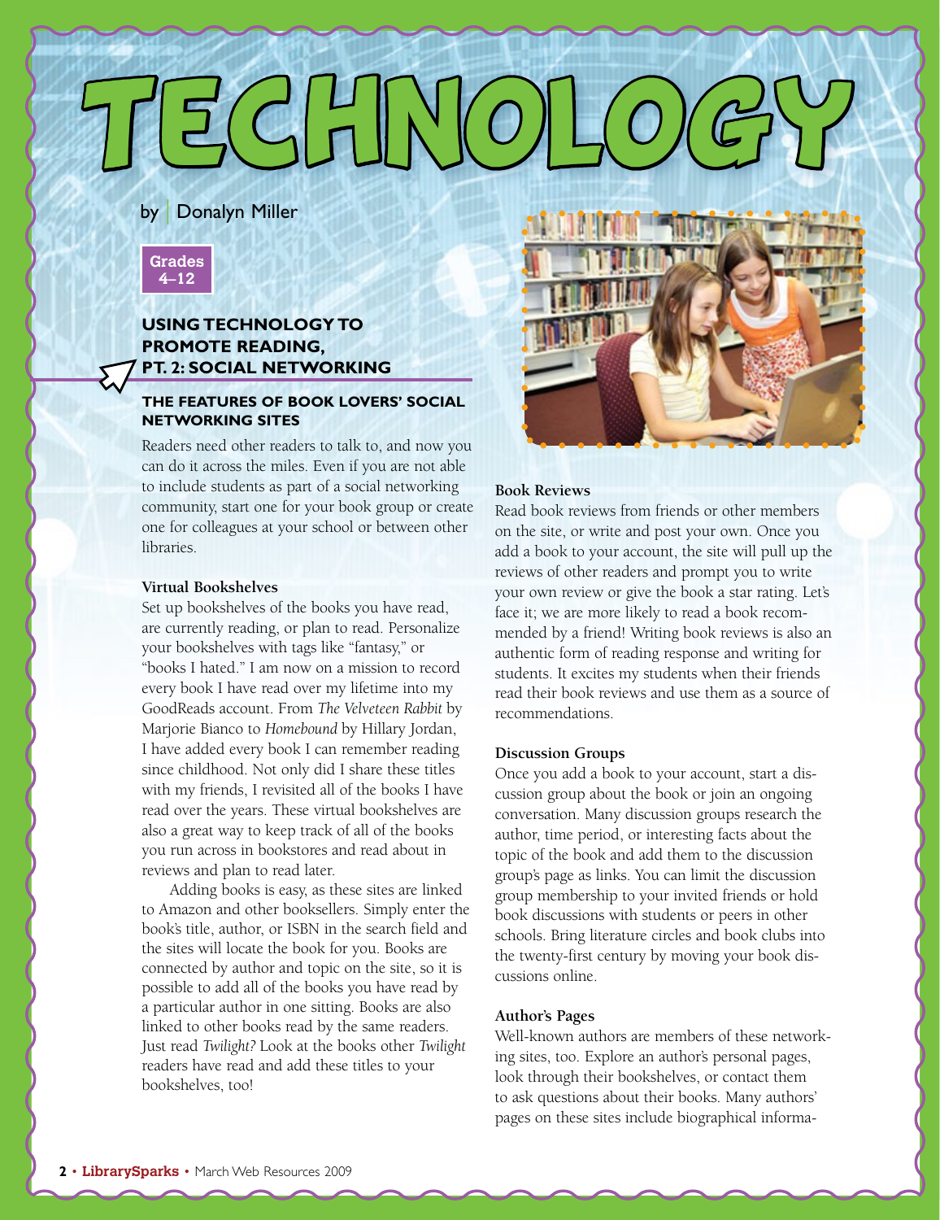# TECHNOLOGY

by Donalyn Miller

Grades 4–12

## USING TECHNOLOGY TO PROMOTE READING, PT. 2: SOCIAL NETWORKING

### THE FEATURES OF BOOK LOVERS' SOCIAL NETWORKING SITES

Readers need other readers to talk to, and now you can do it across the miles. Even if you are not able to include students as part of a social networking community, start one for your book group or create one for colleagues at your school or between other libraries.

**Virtual Bookshelves**

Set up bookshelves of the books you have read, are currently reading, or plan to read. Personalize your bookshelves with tags like "fantasy," or "books I hated." I am now on a mission to record every book I have read over my lifetime into my GoodReads account. From *The Velveteen Rabbit* by Marjorie Bianco to *Homebound* by Hillary Jordan, I have added every book I can remember reading since childhood. Not only did I share these titles with my friends, I revisited all of the books I have read over the years. These virtual bookshelves are also a great way to keep track of all of the books you run across in bookstores and read about in reviews and plan to read later.

Adding books is easy, as these sites are linked to Amazon and other booksellers. Simply enter the book's title, author, or ISBN in the search field and the sites will locate the book for you. Books are connected by author and topic on the site, so it is possible to add all of the books you have read by a particular author in one sitting. Books are also linked to other books read by the same readers. Just read *Twilight?* Look at the books other *Twilight* readers have read and add these titles to your bookshelves, too!

**Book Reviews**

Read book reviews from friends or other members on the site, or write and post your own. Once you add a book to your account, the site will pull up the reviews of other readers and prompt you to write your own review or give the book a star rating. Let's face it; we are more likely to read a book recommended by a friend! Writing book reviews is also an authentic form of reading response and writing for students. It excites my students when their friends read their book reviews and use them as a source of recommendations.

**Discussion Groups**

Once you add a book to your account, start a discussion group about the book or join an ongoing conversation. Many discussion groups research the author, time period, or interesting facts about the topic of the book and add them to the discussion group's page as links. You can limit the discussion group membership to your invited friends or hold book discussions with students or peers in other schools. Bring literature circles and book clubs into the twenty-first century by moving your book discussions online.

**Author's Pages**

Well-known authors are members of these networking sites, too. Explore an author's personal pages, look through their bookshelves, or contact them to ask questions about their books. Many authors' pages on these sites include biographical informa-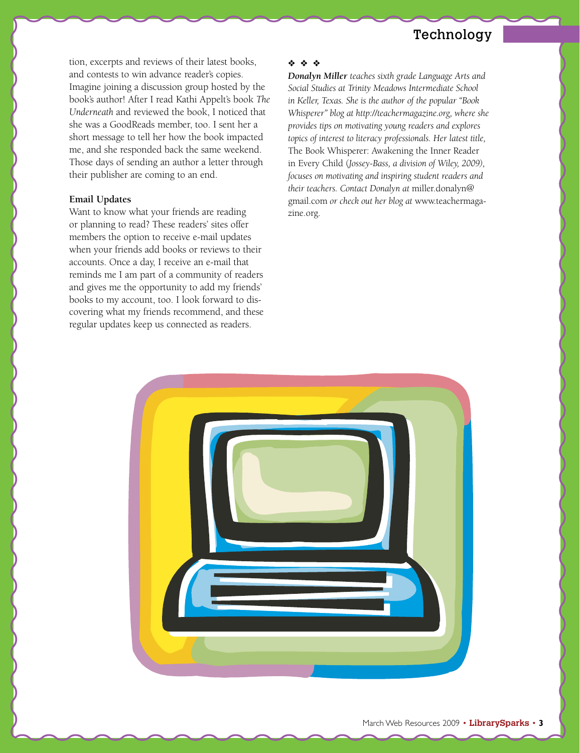tion, excerpts and reviews of their latest books, and contests to win advance reader's copies. Imagine joining a discussion group hosted by the book's author! After I read Kathi Appelt's book *The Underneath* and reviewed the book, I noticed that she was a GoodReads member, too. I sent her a short message to tell her how the book impacted me, and she responded back the same weekend. Those days of sending an author a letter through their publisher are coming to an end.

**Email Updates**

Want to know what your friends are reading or planning to read? These readers' sites offer members the option to receive e-mail updates when your friends add books or reviews to their accounts. Once a day, I receive an e-mail that reminds me I am part of a community of readers and gives me the opportunity to add my friends' books to my account, too. I look forward to discovering what my friends recommend, and these regular updates keep us connected as readers.

❖ ❖ ❖

***Donalyn Miller*** *teaches sixth grade Language Arts and Social Studies at Trinity Meadows Intermediate School in Keller, Texas. She is the author of the popular "Book Whisperer" blog at http://teachermagazine.org, where she provides tips on motivating young readers and explores topics of interest to literacy professionals. Her latest title,* The Book Whisperer: Awakening the Inner Reader in Every Child *(Jossey-Bass, a division of Wiley, 2009), focuses on motivating and inspiring student readers and their teachers. Contact Donalyn at* miller.donalyn@gmail.com *or check out her blog at* www.teachermagazine.org.